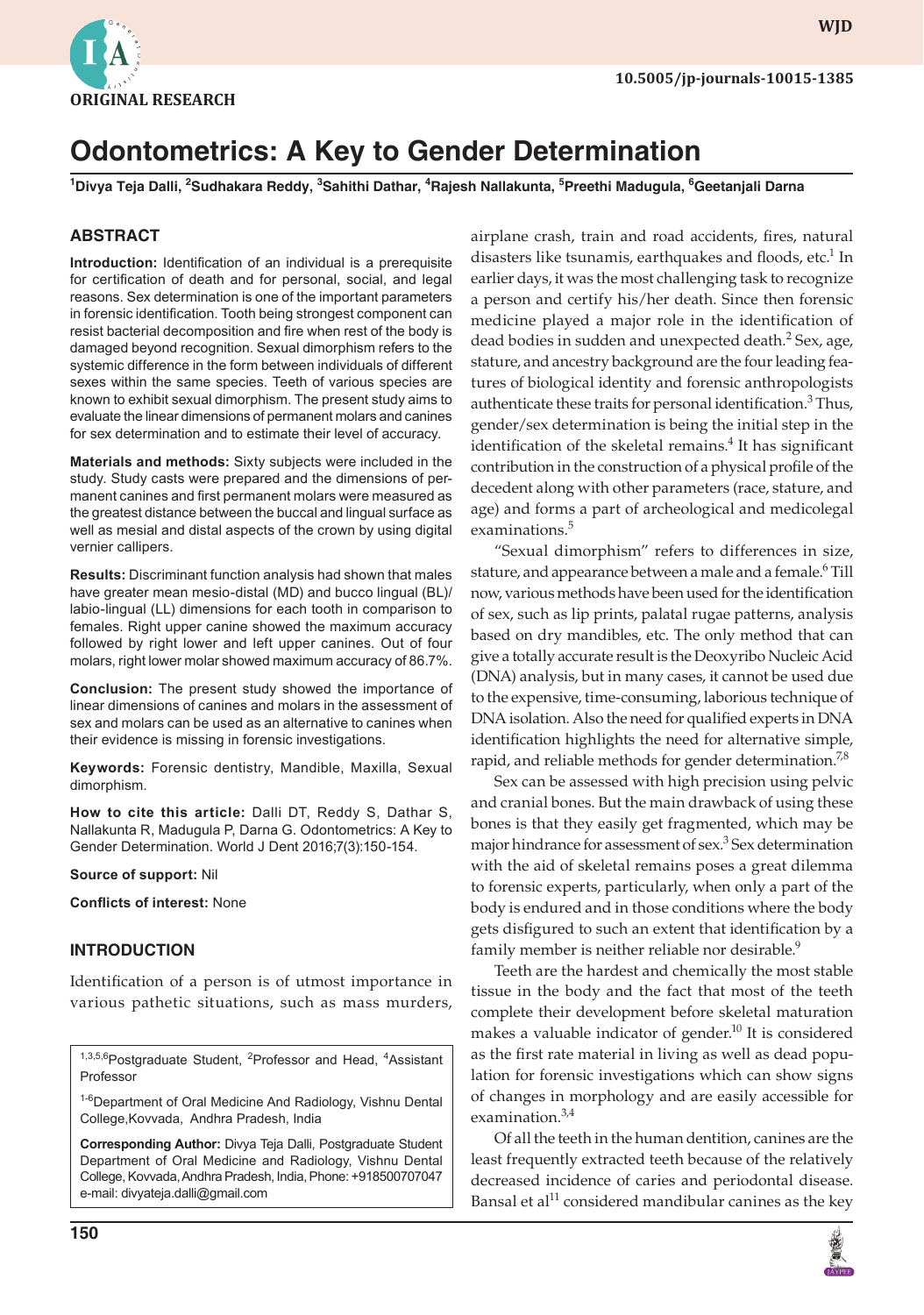ORIGINAL RESEARCH

10.5005/jp-journals-10015-1385

# Odontometrics: A Key to Gender Determination

[1]Divya Teja Dalli, [2]Sudhakara Reddy, [3]Sahithi Dathar, [4]Rajesh Nallakunta, [5]Preethi Madugula, [6]Geetanjali Darna

## ABSTRACT

**Introduction:** Identification of an individual is a prerequisite for certification of death and for personal, social, and legal reasons. Sex determination is one of the important parameters in forensic identification. Tooth being strongest component can resist bacterial decomposition and fire when rest of the body is damaged beyond recognition. Sexual dimorphism refers to the systemic difference in the form between individuals of different sexes within the same species. Teeth of various species are known to exhibit sexual dimorphism. The present study aims to evaluate the linear dimensions of permanent molars and canines for sex determination and to estimate their level of accuracy.

**Materials and methods:** Sixty subjects were included in the study. Study casts were prepared and the dimensions of permanent canines and first permanent molars were measured as the greatest distance between the buccal and lingual surface as well as mesial and distal aspects of the crown by using digital vernier callipers.

**Results:** Discriminant function analysis had shown that males have greater mean mesio-distal (MD) and bucco lingual (BL)/ labio-lingual (LL) dimensions for each tooth in comparison to females. Right upper canine showed the maximum accuracy followed by right lower and left upper canines. Out of four molars, right lower molar showed maximum accuracy of 86.7%.

**Conclusion:** The present study showed the importance of linear dimensions of canines and molars in the assessment of sex and molars can be used as an alternative to canines when their evidence is missing in forensic investigations.

**Keywords:** Forensic dentistry, Mandible, Maxilla, Sexual dimorphism.

**How to cite this article:** Dalli DT, Reddy S, Dathar S, Nallakunta R, Madugula P, Darna G. Odontometrics: A Key to Gender Determination. World J Dent 2016;7(3):150-154.

**Source of support:** Nil

**Conflicts of interest:** None

## INTRODUCTION

Identification of a person is of utmost importance in various pathetic situations, such as mass murders, airplane crash, train and road accidents, fires, natural disasters like tsunamis, earthquakes and floods, etc.[1] In earlier days, it was the most challenging task to recognize a person and certify his/her death. Since then forensic medicine played a major role in the identification of dead bodies in sudden and unexpected death.[2] Sex, age, stature, and ancestry background are the four leading features of biological identity and forensic anthropologists authenticate these traits for personal identification.[3] Thus, gender/sex determination is being the initial step in the identification of the skeletal remains.[4] It has significant contribution in the construction of a physical profile of the decedent along with other parameters (race, stature, and age) and forms a part of archeological and medicolegal examinations.[5]

"Sexual dimorphism" refers to differences in size, stature, and appearance between a male and a female.[6] Till now, various methods have been used for the identification of sex, such as lip prints, palatal rugae patterns, analysis based on dry mandibles, etc. The only method that can give a totally accurate result is the Deoxyribo Nucleic Acid (DNA) analysis, but in many cases, it cannot be used due to the expensive, time-consuming, laborious technique of DNA isolation. Also the need for qualified experts in DNA identification highlights the need for alternative simple, rapid, and reliable methods for gender determination.[7,8]

Sex can be assessed with high precision using pelvic and cranial bones. But the main drawback of using these bones is that they easily get fragmented, which may be major hindrance for assessment of sex.[3] Sex determination with the aid of skeletal remains poses a great dilemma to forensic experts, particularly, when only a part of the body is endured and in those conditions where the body gets disfigured to such an extent that identification by a family member is neither reliable nor desirable.[9]

Teeth are the hardest and chemically the most stable tissue in the body and the fact that most of the teeth complete their development before skeletal maturation makes a valuable indicator of gender.[10] It is considered as the first rate material in living as well as dead population for forensic investigations which can show signs of changes in morphology and are easily accessible for examination.[3,4]

Of all the teeth in the human dentition, canines are the least frequently extracted teeth because of the relatively decreased incidence of caries and periodontal disease. Bansal et al[11] considered mandibular canines as the key

---

[1,3,5,6]Postgraduate Student, [2]Professor and Head, [4]Assistant Professor

[1-6]Department of Oral Medicine And Radiology, Vishnu Dental College, Kovvada, Andhra Pradesh, India

**Corresponding Author:** Divya Teja Dalli, Postgraduate Student Department of Oral Medicine and Radiology, Vishnu Dental College, Kovvada, Andhra Pradesh, India, Phone: +918500707047 e-mail: divyateja.dalli@gmail.com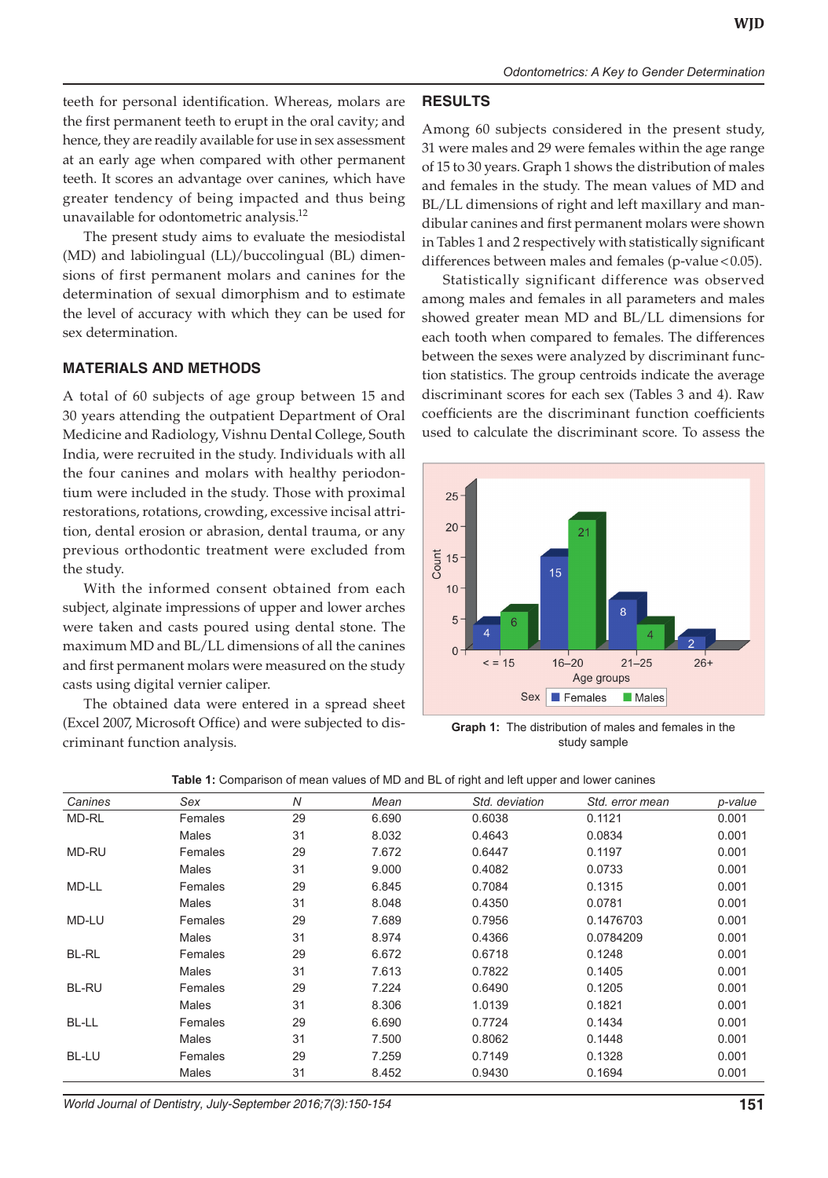teeth for personal identification. Whereas, molars are the first permanent teeth to erupt in the oral cavity; and hence, they are readily available for use in sex assessment at an early age when compared with other permanent teeth. It scores an advantage over canines, which have greater tendency of being impacted and thus being unavailable for odontometric analysis.[12]

The present study aims to evaluate the mesiodistal (MD) and labiolingual (LL)/buccolingual (BL) dimensions of first permanent molars and canines for the determination of sexual dimorphism and to estimate the level of accuracy with which they can be used for sex determination.

## MATERIALS AND METHODS

A total of 60 subjects of age group between 15 and 30 years attending the outpatient Department of Oral Medicine and Radiology, Vishnu Dental College, South India, were recruited in the study. Individuals with all the four canines and molars with healthy periodontium were included in the study. Those with proximal restorations, rotations, crowding, excessive incisal attrition, dental erosion or abrasion, dental trauma, or any previous orthodontic treatment were excluded from the study.

With the informed consent obtained from each subject, alginate impressions of upper and lower arches were taken and casts poured using dental stone. The maximum MD and BL/LL dimensions of all the canines and first permanent molars were measured on the study casts using digital vernier caliper.

The obtained data were entered in a spread sheet (Excel 2007, Microsoft Office) and were subjected to discriminant function analysis.

## RESULTS

Among 60 subjects considered in the present study, 31 were males and 29 were females within the age range of 15 to 30 years. Graph 1 shows the distribution of males and females in the study. The mean values of MD and BL/LL dimensions of right and left maxillary and mandibular canines and first permanent molars were shown in Tables 1 and 2 respectively with statistically significant differences between males and females (p-value $< 0.05$).

Statistically significant difference was observed among males and females in all parameters and males showed greater mean MD and BL/LL dimensions for each tooth when compared to females. The differences between the sexes were analyzed by discriminant function statistics. The group centroids indicate the average discriminant scores for each sex (Tables 3 and 4). Raw coefficients are the discriminant function coefficients used to calculate the discriminant score. To assess the

| Age groups | Females | Males |
|---|---|---|
| <= 15 | 4 | 6 |
| 16–20 | 15 | 21 |
| 21–25 | 8 | 4 |
| 26+ | 2 | |

**Graph 1:** The distribution of males and females in the study sample

**Table 1:** Comparison of mean values of MD and BL of right and left upper and lower canines

| *Canines* | *Sex* | *N* | *Mean* | *Std. deviation* | *Std. error mean* | *p-value* |
|---|---|---|---|---|---|---|
| MD-RL | Females | 29 | 6.690 | 0.6038 | 0.1121 | 0.001 |
| | Males | 31 | 8.032 | 0.4643 | 0.0834 | 0.001 |
| MD-RU | Females | 29 | 7.672 | 0.6447 | 0.1197 | 0.001 |
| | Males | 31 | 9.000 | 0.4082 | 0.0733 | 0.001 |
| MD-LL | Females | 29 | 6.845 | 0.7084 | 0.1315 | 0.001 |
| | Males | 31 | 8.048 | 0.4350 | 0.0781 | 0.001 |
| MD-LU | Females | 29 | 7.689 | 0.7956 | 0.1476703 | 0.001 |
| | Males | 31 | 8.974 | 0.4366 | 0.0784209 | 0.001 |
| BL-RL | Females | 29 | 6.672 | 0.6718 | 0.1248 | 0.001 |
| | Males | 31 | 7.613 | 0.7822 | 0.1405 | 0.001 |
| BL-RU | Females | 29 | 7.224 | 0.6490 | 0.1205 | 0.001 |
| | Males | 31 | 8.306 | 1.0139 | 0.1821 | 0.001 |
| BL-LL | Females | 29 | 6.690 | 0.7724 | 0.1434 | 0.001 |
| | Males | 31 | 7.500 | 0.8062 | 0.1448 | 0.001 |
| BL-LU | Females | 29 | 7.259 | 0.7149 | 0.1328 | 0.001 |
| | Males | 31 | 8.452 | 0.9430 | 0.1694 | 0.001 |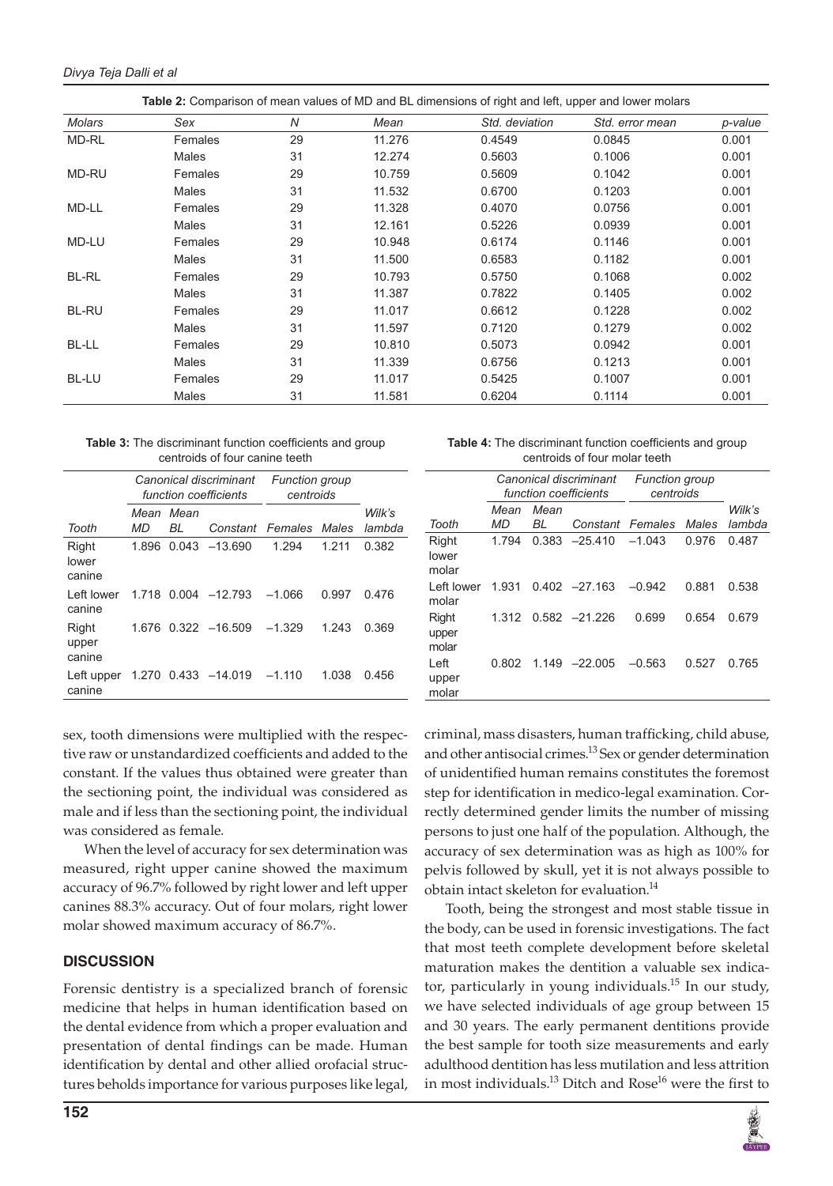**Table 2:** Comparison of mean values of MD and BL dimensions of right and left, upper and lower molars

| *Molars* | *Sex* | *N* | *Mean* | *Std. deviation* | *Std. error mean* | *p-value* |
|---|---|---|---|---|---|---|
| MD-RL | Females | 29 | 11.276 | 0.4549 | 0.0845 | 0.001 |
| | Males | 31 | 12.274 | 0.5603 | 0.1006 | 0.001 |
| MD-RU | Females | 29 | 10.759 | 0.5609 | 0.1042 | 0.001 |
| | Males | 31 | 11.532 | 0.6700 | 0.1203 | 0.001 |
| MD-LL | Females | 29 | 11.328 | 0.4070 | 0.0756 | 0.001 |
| | Males | 31 | 12.161 | 0.5226 | 0.0939 | 0.001 |
| MD-LU | Females | 29 | 10.948 | 0.6174 | 0.1146 | 0.001 |
| | Males | 31 | 11.500 | 0.6583 | 0.1182 | 0.001 |
| BL-RL | Females | 29 | 10.793 | 0.5750 | 0.1068 | 0.002 |
| | Males | 31 | 11.387 | 0.7822 | 0.1405 | 0.002 |
| BL-RU | Females | 29 | 11.017 | 0.6612 | 0.1228 | 0.002 |
| | Males | 31 | 11.597 | 0.7120 | 0.1279 | 0.002 |
| BL-LL | Females | 29 | 10.810 | 0.5073 | 0.0942 | 0.001 |
| | Males | 31 | 11.339 | 0.6756 | 0.1213 | 0.001 |
| BL-LU | Females | 29 | 11.017 | 0.5425 | 0.1007 | 0.001 |
| | Males | 31 | 11.581 | 0.6204 | 0.1114 | 0.001 |

**Table 3:** The discriminant function coefficients and group centroids of four canine teeth

| | *Canonical discriminant function coefficients* | | | *Function group centroids* | | |
|---|---|---|---|---|---|---|
| *Tooth* | *Mean MD* | *Mean BL* | *Constant* | *Females* | *Males* | *Wilk's lambda* |
| Right lower canine | 1.896 | 0.043 | –13.690 | 1.294 | 1.211 | 0.382 |
| Left lower canine | 1.718 | 0.004 | –12.793 | –1.066 | 0.997 | 0.476 |
| Right upper canine | 1.676 | 0.322 | –16.509 | –1.329 | 1.243 | 0.369 |
| Left upper canine | 1.270 | 0.433 | –14.019 | –1.110 | 1.038 | 0.456 |

**Table 4:** The discriminant function coefficients and group centroids of four molar teeth

| | *Canonical discriminant function coefficients* | | | *Function group centroids* | | |
|---|---|---|---|---|---|---|
| *Tooth* | *Mean MD* | *Mean BL* | *Constant* | *Females* | *Males* | *Wilk's lambda* |
| Right lower molar | 1.794 | 0.383 | –25.410 | –1.043 | 0.976 | 0.487 |
| Left lower molar | 1.931 | 0.402 | –27.163 | –0.942 | 0.881 | 0.538 |
| Right upper molar | 1.312 | 0.582 | –21.226 | 0.699 | 0.654 | 0.679 |
| Left upper molar | 0.802 | 1.149 | –22.005 | –0.563 | 0.527 | 0.765 |

sex, tooth dimensions were multiplied with the respective raw or unstandardized coefficients and added to the constant. If the values thus obtained were greater than the sectioning point, the individual was considered as male and if less than the sectioning point, the individual was considered as female.

When the level of accuracy for sex determination was measured, right upper canine showed the maximum accuracy of 96.7% followed by right lower and left upper canines 88.3% accuracy. Out of four molars, right lower molar showed maximum accuracy of 86.7%.

## DISCUSSION

Forensic dentistry is a specialized branch of forensic medicine that helps in human identification based on the dental evidence from which a proper evaluation and presentation of dental findings can be made. Human identification by dental and other allied orofacial structures beholds importance for various purposes like legal, criminal, mass disasters, human trafficking, child abuse, and other antisocial crimes.[13] Sex or gender determination of unidentified human remains constitutes the foremost step for identification in medico-legal examination. Correctly determined gender limits the number of missing persons to just one half of the population. Although, the accuracy of sex determination was as high as 100% for pelvis followed by skull, yet it is not always possible to obtain intact skeleton for evaluation.[14]

Tooth, being the strongest and most stable tissue in the body, can be used in forensic investigations. The fact that most teeth complete development before skeletal maturation makes the dentition a valuable sex indicator, particularly in young individuals.[15] In our study, we have selected individuals of age group between 15 and 30 years. The early permanent dentitions provide the best sample for tooth size measurements and early adulthood dentition has less mutilation and less attrition in most individuals.[13] Ditch and Rose[16] were the first to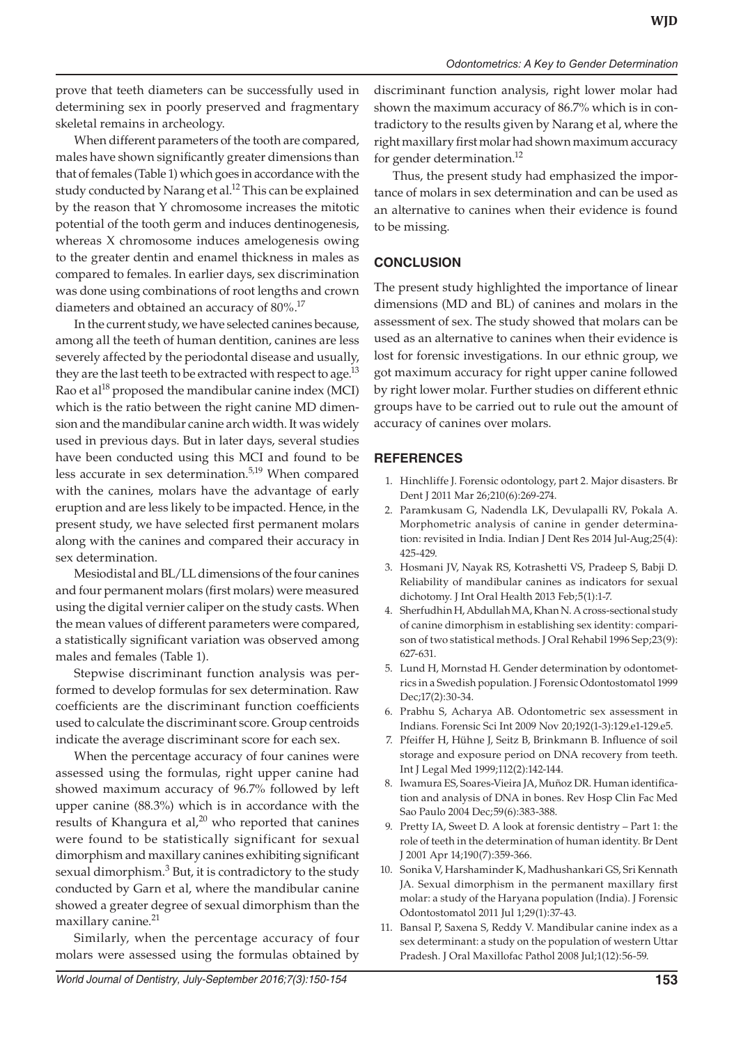prove that teeth diameters can be successfully used in determining sex in poorly preserved and fragmentary skeletal remains in archeology.

When different parameters of the tooth are compared, males have shown significantly greater dimensions than that of females (Table 1) which goes in accordance with the study conducted by Narang et al.[12] This can be explained by the reason that Y chromosome increases the mitotic potential of the tooth germ and induces dentinogenesis, whereas X chromosome induces amelogenesis owing to the greater dentin and enamel thickness in males as compared to females. In earlier days, sex discrimination was done using combinations of root lengths and crown diameters and obtained an accuracy of 80%.[17]

In the current study, we have selected canines because, among all the teeth of human dentition, canines are less severely affected by the periodontal disease and usually, they are the last teeth to be extracted with respect to age.[13] Rao et al[18] proposed the mandibular canine index (MCI) which is the ratio between the right canine MD dimension and the mandibular canine arch width. It was widely used in previous days. But in later days, several studies have been conducted using this MCI and found to be less accurate in sex determination.[5,19] When compared with the canines, molars have the advantage of early eruption and are less likely to be impacted. Hence, in the present study, we have selected first permanent molars along with the canines and compared their accuracy in sex determination.

Mesiodistal and BL/LL dimensions of the four canines and four permanent molars (first molars) were measured using the digital vernier caliper on the study casts. When the mean values of different parameters were compared, a statistically significant variation was observed among males and females (Table 1).

Stepwise discriminant function analysis was performed to develop formulas for sex determination. Raw coefficients are the discriminant function coefficients used to calculate the discriminant score. Group centroids indicate the average discriminant score for each sex.

When the percentage accuracy of four canines were assessed using the formulas, right upper canine had showed maximum accuracy of 96.7% followed by left upper canine (88.3%) which is in accordance with the results of Khangura et al,[20] who reported that canines were found to be statistically significant for sexual dimorphism and maxillary canines exhibiting significant sexual dimorphism.[3] But, it is contradictory to the study conducted by Garn et al, where the mandibular canine showed a greater degree of sexual dimorphism than the maxillary canine.[21]

Similarly, when the percentage accuracy of four molars were assessed using the formulas obtained by discriminant function analysis, right lower molar had shown the maximum accuracy of 86.7% which is in contradictory to the results given by Narang et al, where the right maxillary first molar had shown maximum accuracy for gender determination.[12]

Thus, the present study had emphasized the importance of molars in sex determination and can be used as an alternative to canines when their evidence is found to be missing.

## CONCLUSION

The present study highlighted the importance of linear dimensions (MD and BL) of canines and molars in the assessment of sex. The study showed that molars can be used as an alternative to canines when their evidence is lost for forensic investigations. In our ethnic group, we got maximum accuracy for right upper canine followed by right lower molar. Further studies on different ethnic groups have to be carried out to rule out the amount of accuracy of canines over molars.

## REFERENCES

1. Hinchliffe J. Forensic odontology, part 2. Major disasters. Br Dent J 2011 Mar 26;210(6):269-274.
2. Paramkusam G, Nadendla LK, Devulapalli RV, Pokala A. Morphometric analysis of canine in gender determination: revisited in India. Indian J Dent Res 2014 Jul-Aug;25(4):425-429.
3. Hosmani JV, Nayak RS, Kotrashetti VS, Pradeep S, Babji D. Reliability of mandibular canines as indicators for sexual dichotomy. J Int Oral Health 2013 Feb;5(1):1-7.
4. Sherfudhin H, Abdullah MA, Khan N. A cross-sectional study of canine dimorphism in establishing sex identity: comparison of two statistical methods. J Oral Rehabil 1996 Sep;23(9):627-631.
5. Lund H, Mornstad H. Gender determination by odontometrics in a Swedish population. J Forensic Odontostomatol 1999 Dec;17(2):30-34.
6. Prabhu S, Acharya AB. Odontometric sex assessment in Indians. Forensic Sci Int 2009 Nov 20;192(1-3):129.e1-129.e5.
7. Pfeiffer H, Hühne J, Seitz B, Brinkmann B. Influence of soil storage and exposure period on DNA recovery from teeth. Int J Legal Med 1999;112(2):142-144.
8. Iwamura ES, Soares-Vieira JA, Muñoz DR. Human identification and analysis of DNA in bones. Rev Hosp Clin Fac Med Sao Paulo 2004 Dec;59(6):383-388.
9. Pretty IA, Sweet D. A look at forensic dentistry – Part 1: the role of teeth in the determination of human identity. Br Dent J 2001 Apr 14;190(7):359-366.
10. Sonika V, Harshaminder K, Madhushankari GS, Sri Kennath JA. Sexual dimorphism in the permanent maxillary first molar: a study of the Haryana population (India). J Forensic Odontostomatol 2011 Jul 1;29(1):37-43.
11. Bansal P, Saxena S, Reddy V. Mandibular canine index as a sex determinant: a study on the population of western Uttar Pradesh. J Oral Maxillofac Pathol 2008 Jul;1(12):56-59.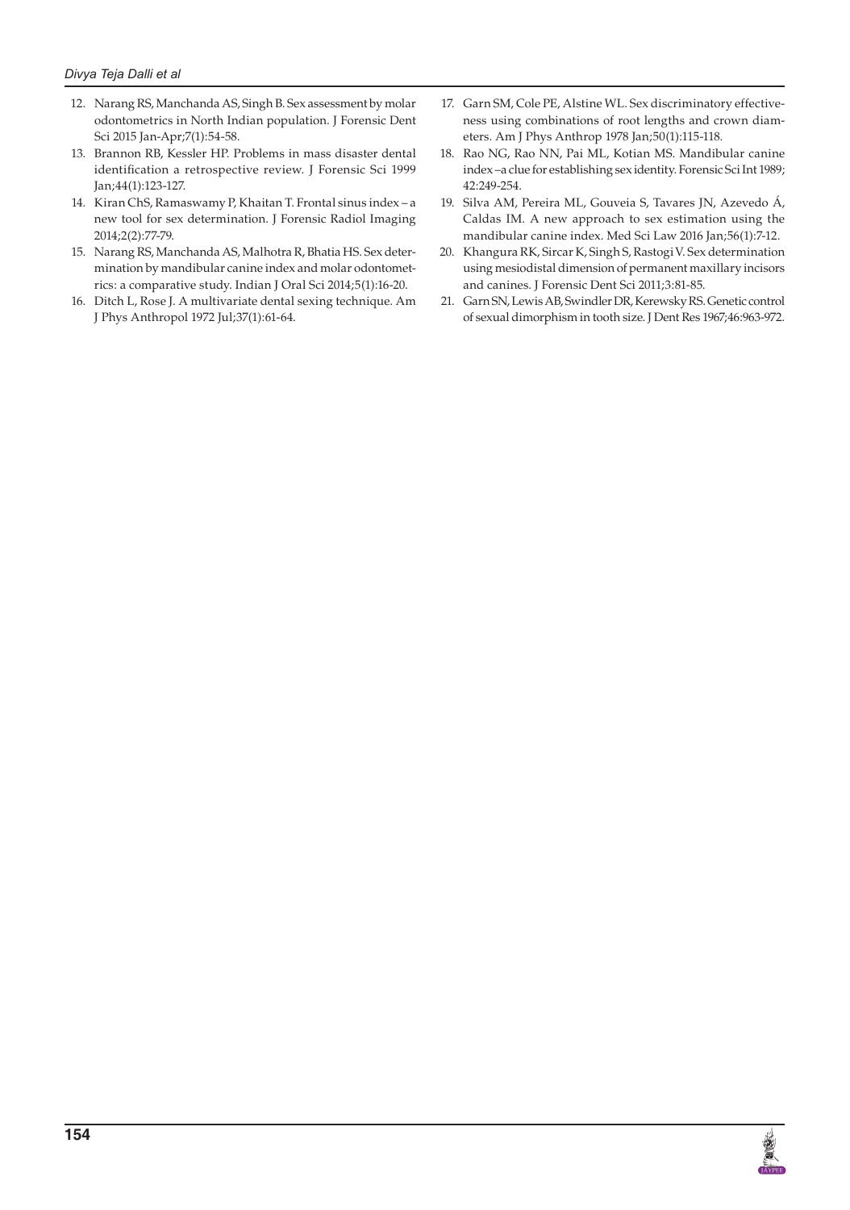12. Narang RS, Manchanda AS, Singh B. Sex assessment by molar odontometrics in North Indian population. J Forensic Dent Sci 2015 Jan-Apr;7(1):54-58.
13. Brannon RB, Kessler HP. Problems in mass disaster dental identification a retrospective review. J Forensic Sci 1999 Jan;44(1):123-127.
14. Kiran ChS, Ramaswamy P, Khaitan T. Frontal sinus index – a new tool for sex determination. J Forensic Radiol Imaging 2014;2(2):77-79.
15. Narang RS, Manchanda AS, Malhotra R, Bhatia HS. Sex determination by mandibular canine index and molar odontometrics: a comparative study. Indian J Oral Sci 2014;5(1):16-20.
16. Ditch L, Rose J. A multivariate dental sexing technique. Am J Phys Anthropol 1972 Jul;37(1):61-64.
17. Garn SM, Cole PE, Alstine WL. Sex discriminatory effectiveness using combinations of root lengths and crown diameters. Am J Phys Anthrop 1978 Jan;50(1):115-118.
18. Rao NG, Rao NN, Pai ML, Kotian MS. Mandibular canine index –a clue for establishing sex identity. Forensic Sci Int 1989; 42:249-254.
19. Silva AM, Pereira ML, Gouveia S, Tavares JN, Azevedo Á, Caldas IM. A new approach to sex estimation using the mandibular canine index. Med Sci Law 2016 Jan;56(1):7-12.
20. Khangura RK, Sircar K, Singh S, Rastogi V. Sex determination using mesiodistal dimension of permanent maxillary incisors and canines. J Forensic Dent Sci 2011;3:81-85.
21. Garn SN, Lewis AB, Swindler DR, Kerewsky RS. Genetic control of sexual dimorphism in tooth size. J Dent Res 1967;46:963-972.